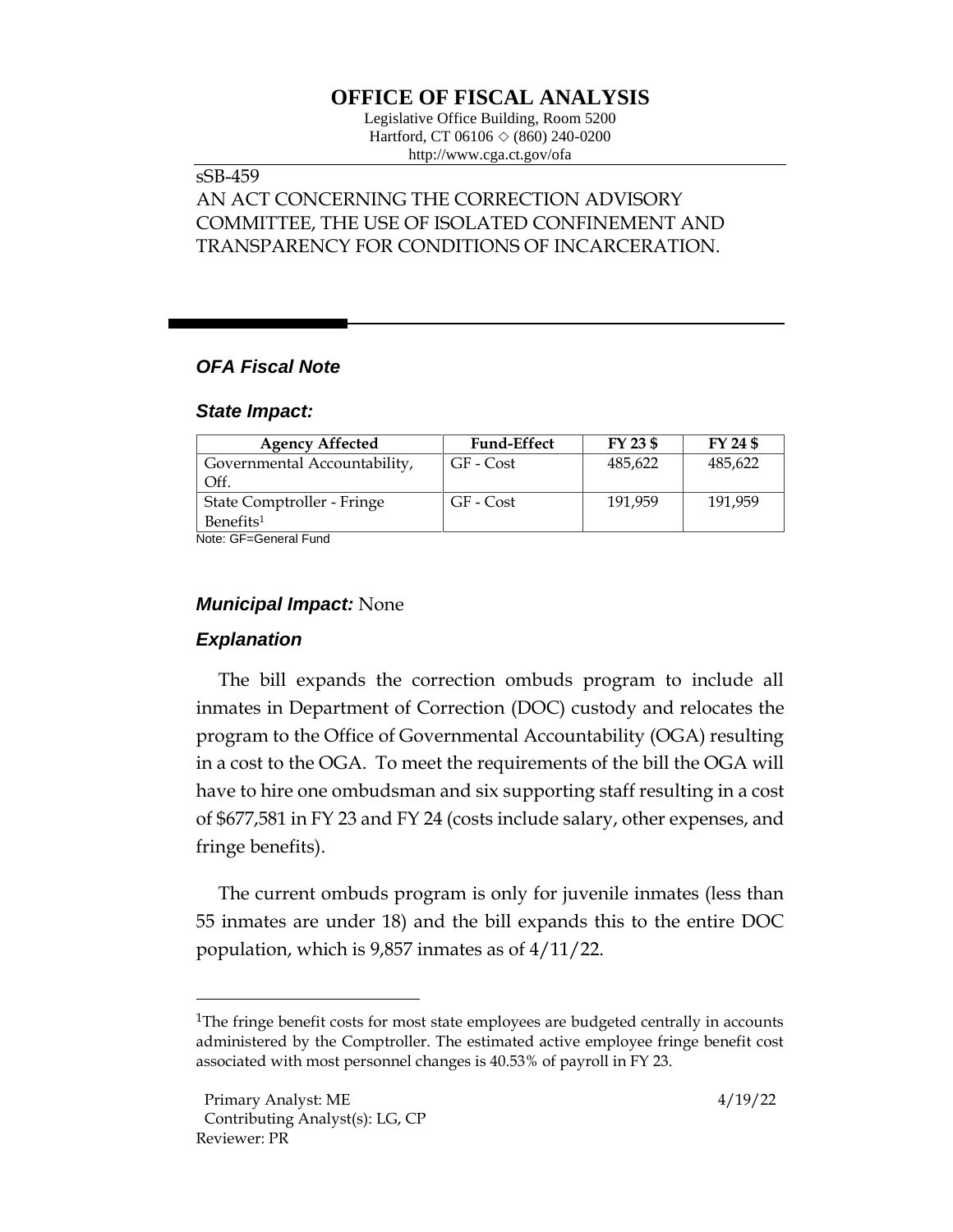# OFFICE OF FISCAL ANALYSIS

Legislative Office Building, Room 5200
Hartford, CT 06106 ◇ (860) 240-0200
http://www.cga.ct.gov/ofa

sSB-459
AN ACT CONCERNING THE CORRECTION ADVISORY COMMITTEE, THE USE OF ISOLATED CONFINEMENT AND TRANSPARENCY FOR CONDITIONS OF INCARCERATION.

## *OFA Fiscal Note*

### *State Impact:*

| Agency Affected | Fund-Effect | FY 23 $ | FY 24 $ |
|---|---|---|---|
| Governmental Accountability, Off. | GF - Cost | 485,622 | 485,622 |
| State Comptroller - Fringe Benefits[1] | GF - Cost | 191,959 | 191,959 |

Note: GF=General Fund

### *Municipal Impact:* None

### *Explanation*

The bill expands the correction ombuds program to include all inmates in Department of Correction (DOC) custody and relocates the program to the Office of Governmental Accountability (OGA) resulting in a cost to the OGA. To meet the requirements of the bill the OGA will have to hire one ombudsman and six supporting staff resulting in a cost of $677,581 in FY 23 and FY 24 (costs include salary, other expenses, and fringe benefits).

The current ombuds program is only for juvenile inmates (less than 55 inmates are under 18) and the bill expands this to the entire DOC population, which is 9,857 inmates as of 4/11/22.

[1]The fringe benefit costs for most state employees are budgeted centrally in accounts administered by the Comptroller. The estimated active employee fringe benefit cost associated with most personnel changes is 40.53% of payroll in FY 23.

Primary Analyst: ME
Contributing Analyst(s): LG, CP
Reviewer: PR

4/19/22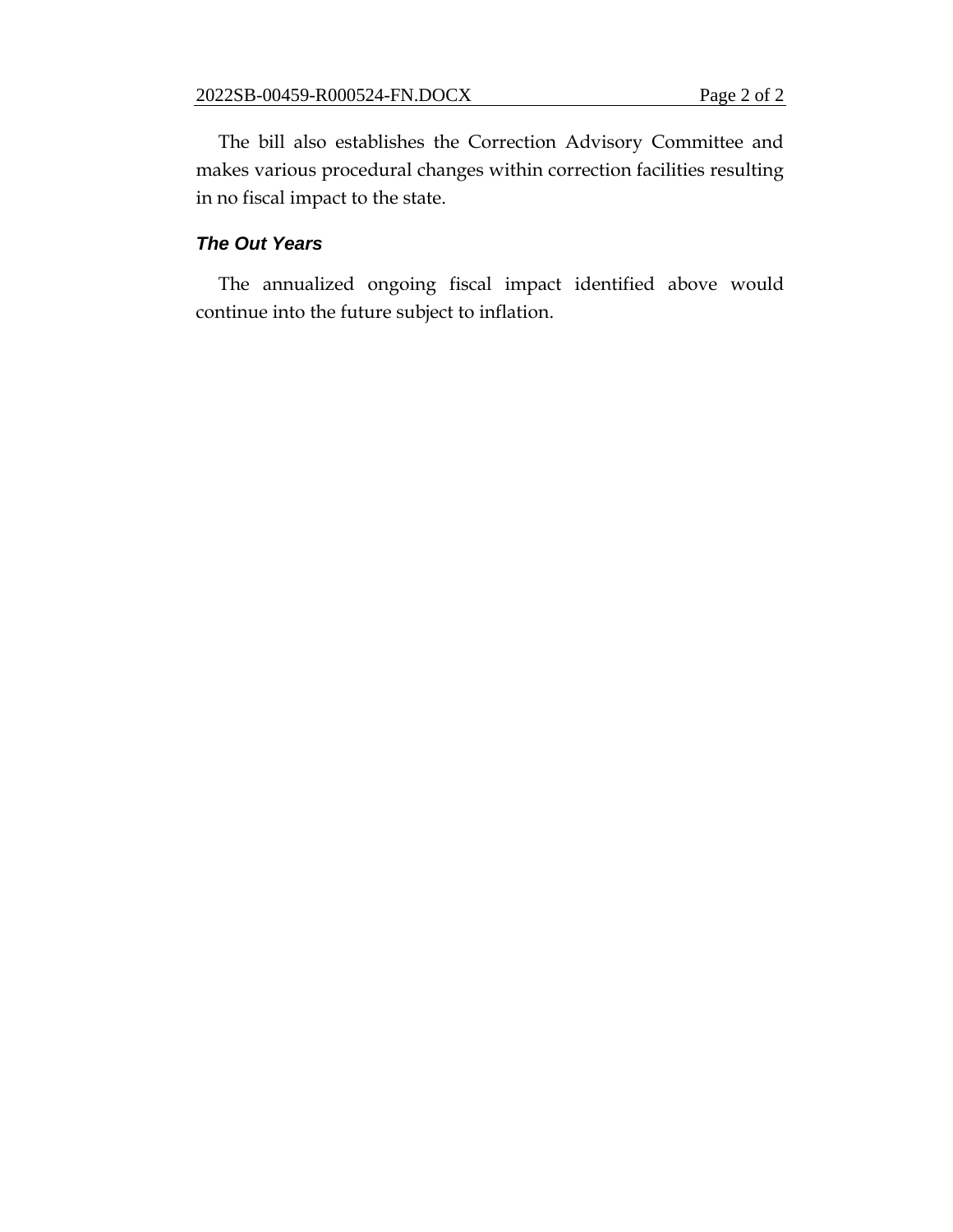The bill also establishes the Correction Advisory Committee and makes various procedural changes within correction facilities resulting in no fiscal impact to the state.

### ***The Out Years***

The annualized ongoing fiscal impact identified above would continue into the future subject to inflation.